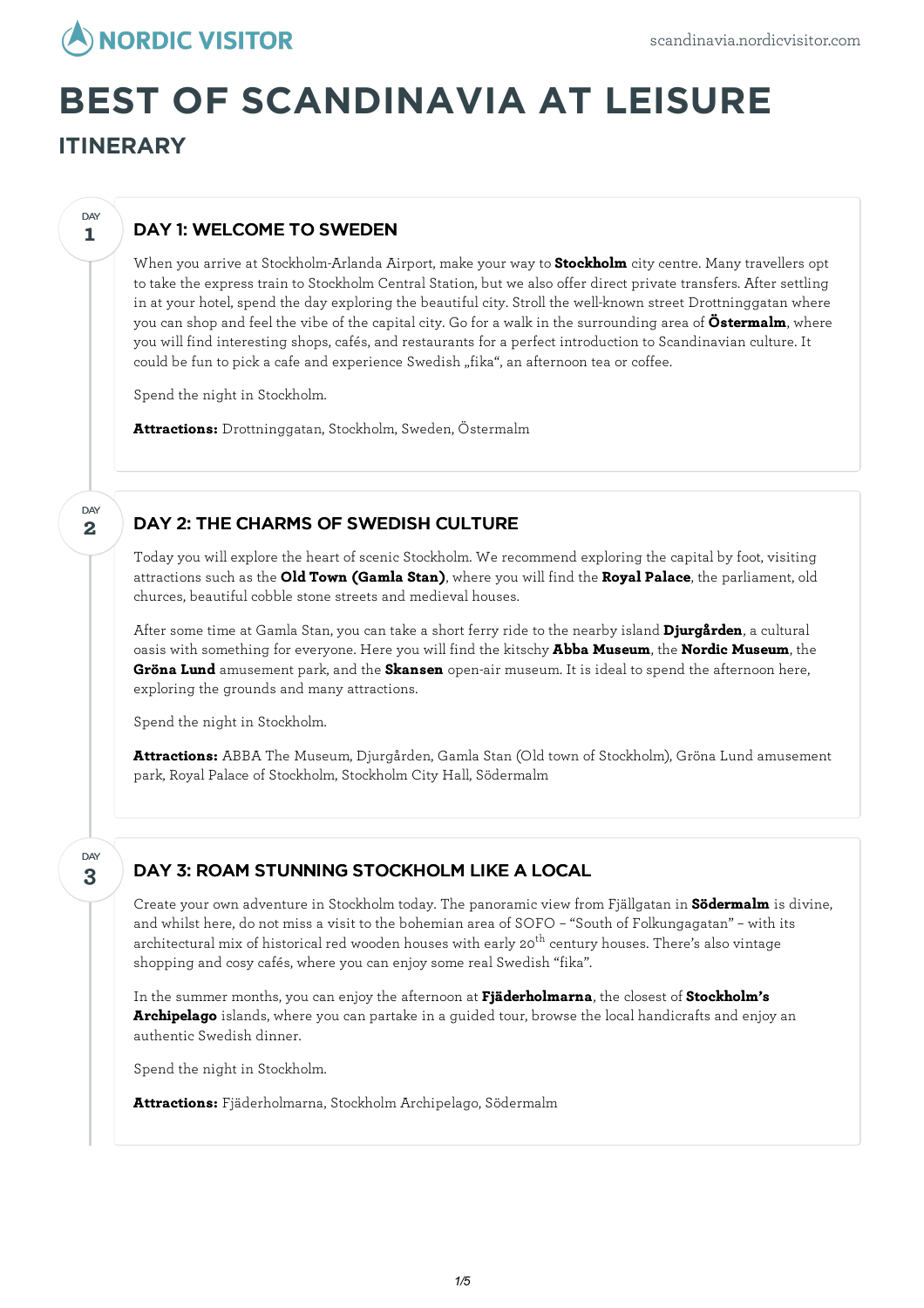# BEST OF SCANDINAVIA AT LEISURE

## ITINERARY

### DAY 1: WELCOME TO SWEDEN

When you arrive at Stockholm-Arlanda Airport, make your way to **Stockholm** city centre. Many travellers opt to take the express train to Stockholm Central Station, but we also offer direct private transfers. After settling in at your hotel, spend the day exploring the beautiful city. Stroll the well-known street Drottninggatan where you can shop and feel the vibe of the capital city. Go for a walk in the surrounding area of **Östermalm**, where you will find interesting shops, cafés, and restaurants for a perfect introduction to Scandinavian culture. It could be fun to pick a cafe and experience Swedish „fika“, an afternoon tea or coffee.

Spend the night in Stockholm.

**Attractions:** Drottninggatan, Stockholm, Sweden, Östermalm

### DAY 2: THE CHARMS OF SWEDISH CULTURE

Today you will explore the heart of scenic Stockholm. We recommend exploring the capital by foot, visiting attractions such as the **Old Town (Gamla Stan)**, where you will find the **Royal Palace**, the parliament, old churces, beautiful cobble stone streets and medieval houses.

After some time at Gamla Stan, you can take a short ferry ride to the nearby island **Djurgården**, a cultural oasis with something for everyone. Here you will find the kitschy **Abba Museum**, the **Nordic Museum**, the **Gröna Lund** amusement park, and the **Skansen** open-air museum. It is ideal to spend the afternoon here, exploring the grounds and many attractions.

Spend the night in Stockholm.

**Attractions:** ABBA The Museum, Djurgården, Gamla Stan (Old town of Stockholm), Gröna Lund amusement park, Royal Palace of Stockholm, Stockholm City Hall, Södermalm

### DAY 3: ROAM STUNNING STOCKHOLM LIKE A LOCAL

Create your own adventure in Stockholm today. The panoramic view from Fjällgatan in **Södermalm** is divine, and whilst here, do not miss a visit to the bohemian area of SOFO – "South of Folkungagatan" – with its architectural mix of historical red wooden houses with early 20th century houses. There's also vintage shopping and cosy cafés, where you can enjoy some real Swedish "fika".

In the summer months, you can enjoy the afternoon at **Fjäderholmarna**, the closest of **Stockholm's Archipelago** islands, where you can partake in a guided tour, browse the local handicrafts and enjoy an authentic Swedish dinner.

Spend the night in Stockholm.

**Attractions:** Fjäderholmarna, Stockholm Archipelago, Södermalm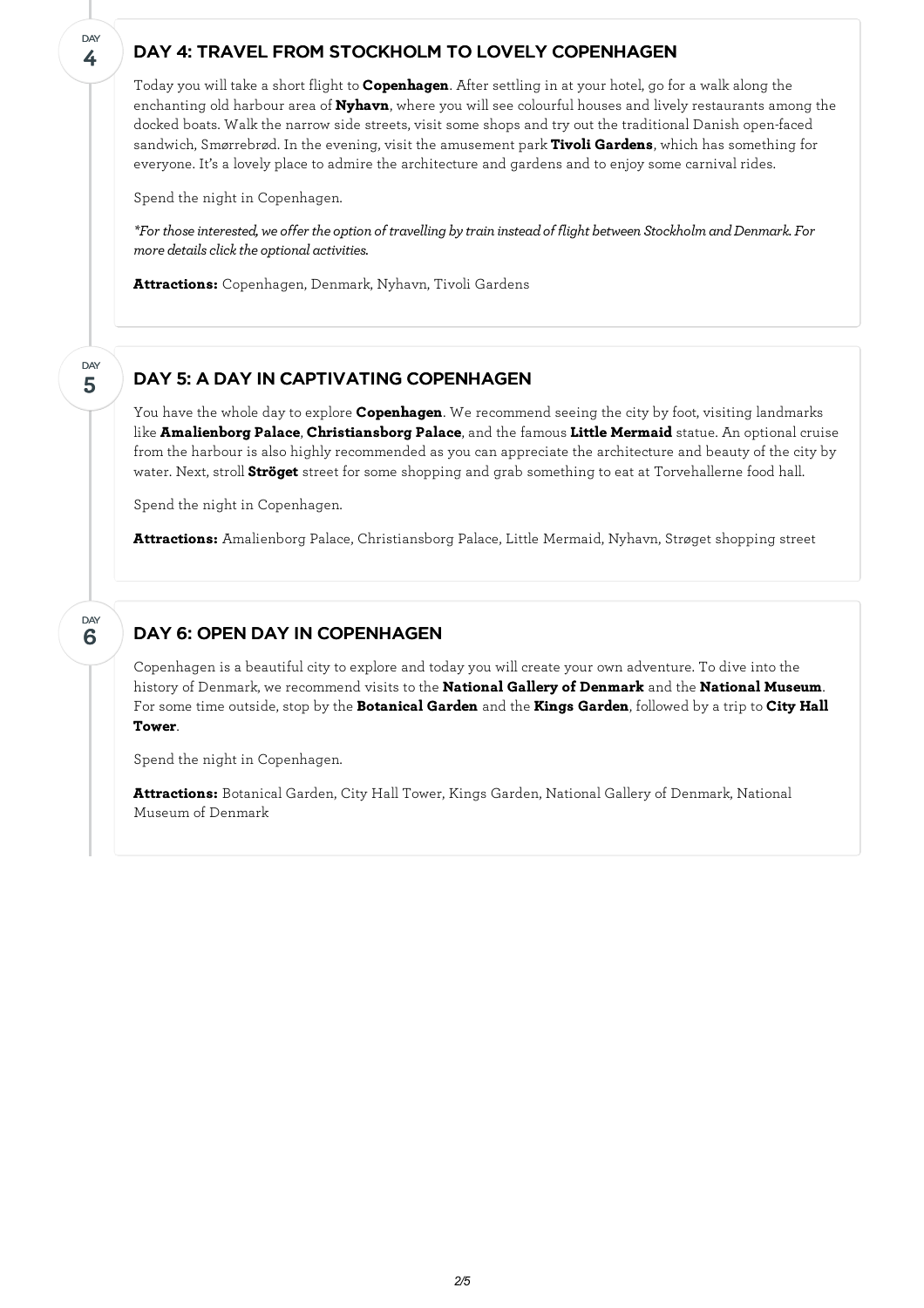## DAY 4: TRAVEL FROM STOCKHOLM TO LOVELY COPENHAGEN

Today you will take a short flight to **Copenhagen**. After settling in at your hotel, go for a walk along the enchanting old harbour area of **Nyhavn**, where you will see colourful houses and lively restaurants among the docked boats. Walk the narrow side streets, visit some shops and try out the traditional Danish open-faced sandwich, Smørrebrød. In the evening, visit the amusement park **Tivoli Gardens**, which has something for everyone. It's a lovely place to admire the architecture and gardens and to enjoy some carnival rides.

Spend the night in Copenhagen.

*\*For those interested, we offer the option of travelling by train instead of flight between Stockholm and Denmark. For more details click the optional activities.*

**Attractions:** Copenhagen, Denmark, Nyhavn, Tivoli Gardens

## DAY 5: A DAY IN CAPTIVATING COPENHAGEN

You have the whole day to explore **Copenhagen**. We recommend seeing the city by foot, visiting landmarks like **Amalienborg Palace**, **Christiansborg Palace**, and the famous **Little Mermaid** statue. An optional cruise from the harbour is also highly recommended as you can appreciate the architecture and beauty of the city by water. Next, stroll **Ströget** street for some shopping and grab something to eat at Torvehallerne food hall.

Spend the night in Copenhagen.

**Attractions:** Amalienborg Palace, Christiansborg Palace, Little Mermaid, Nyhavn, Strøget shopping street

## DAY 6: OPEN DAY IN COPENHAGEN

Copenhagen is a beautiful city to explore and today you will create your own adventure. To dive into the history of Denmark, we recommend visits to the **National Gallery of Denmark** and the **National Museum**. For some time outside, stop by the **Botanical Garden** and the **Kings Garden**, followed by a trip to **City Hall Tower**.

Spend the night in Copenhagen.

**Attractions:** Botanical Garden, City Hall Tower, Kings Garden, National Gallery of Denmark, National Museum of Denmark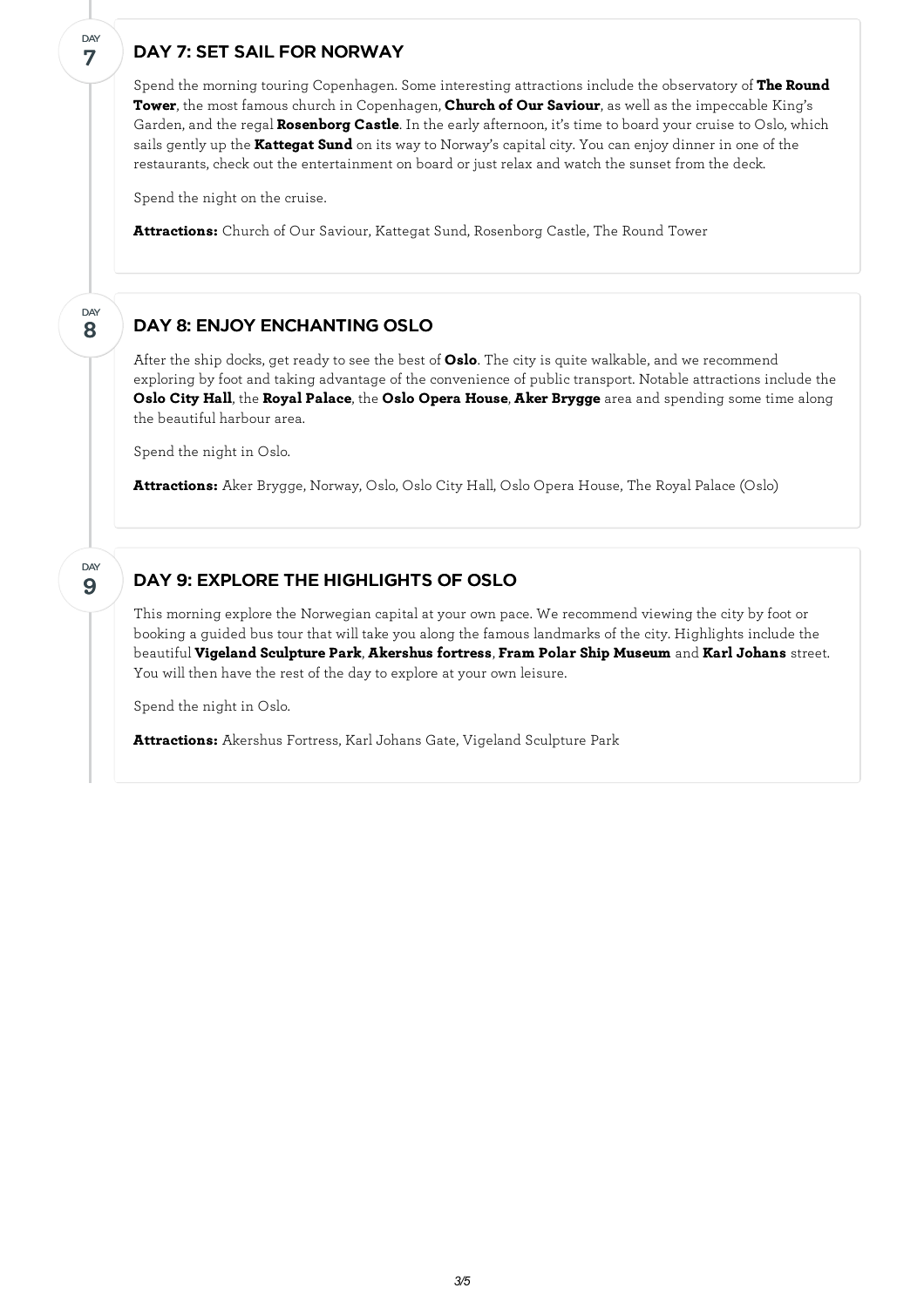DAY 7

## DAY 7: SET SAIL FOR NORWAY

Spend the morning touring Copenhagen. Some interesting attractions include the observatory of **The Round Tower**, the most famous church in Copenhagen, **Church of Our Saviour**, as well as the impeccable King's Garden, and the regal **Rosenborg Castle**. In the early afternoon, it's time to board your cruise to Oslo, which sails gently up the **Kattegat Sund** on its way to Norway's capital city. You can enjoy dinner in one of the restaurants, check out the entertainment on board or just relax and watch the sunset from the deck.

Spend the night on the cruise.

**Attractions:** Church of Our Saviour, Kattegat Sund, Rosenborg Castle, The Round Tower

DAY 8

## DAY 8: ENJOY ENCHANTING OSLO

After the ship docks, get ready to see the best of **Oslo**. The city is quite walkable, and we recommend exploring by foot and taking advantage of the convenience of public transport. Notable attractions include the **Oslo City Hall**, the **Royal Palace**, the **Oslo Opera House**, **Aker Brygge** area and spending some time along the beautiful harbour area.

Spend the night in Oslo.

**Attractions:** Aker Brygge, Norway, Oslo, Oslo City Hall, Oslo Opera House, The Royal Palace (Oslo)

DAY 9

## DAY 9: EXPLORE THE HIGHLIGHTS OF OSLO

This morning explore the Norwegian capital at your own pace. We recommend viewing the city by foot or booking a guided bus tour that will take you along the famous landmarks of the city. Highlights include the beautiful **Vigeland Sculpture Park**, **Akershus fortress**, **Fram Polar Ship Museum** and **Karl Johans** street. You will then have the rest of the day to explore at your own leisure.

Spend the night in Oslo.

**Attractions:** Akershus Fortress, Karl Johans Gate, Vigeland Sculpture Park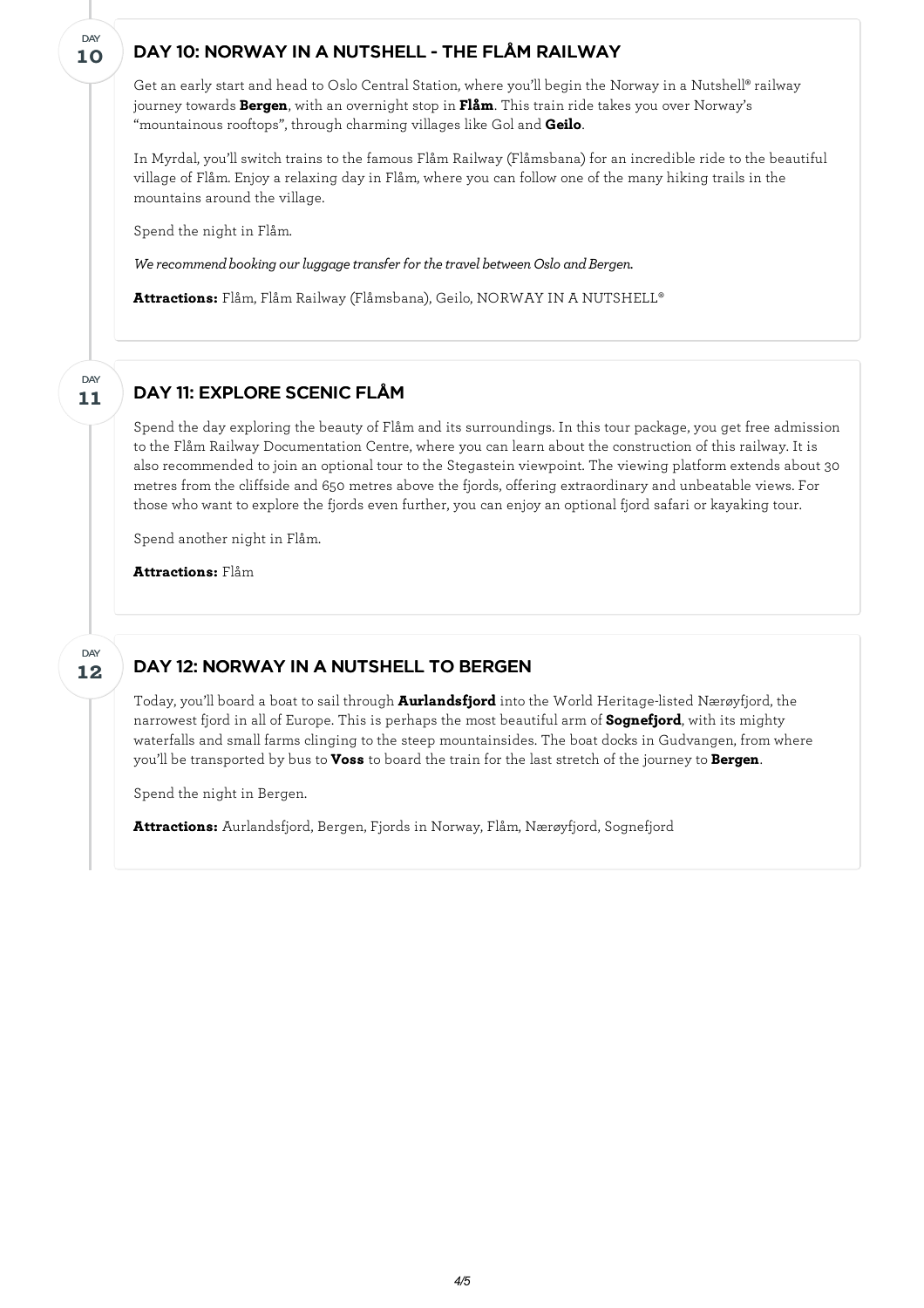DAY
**10**

## DAY 10: NORWAY IN A NUTSHELL - THE FLÅM RAILWAY

Get an early start and head to Oslo Central Station, where you'll begin the Norway in a Nutshell® railway journey towards **Bergen**, with an overnight stop in **Flåm**. This train ride takes you over Norway's "mountainous rooftops", through charming villages like Gol and **Geilo**.

In Myrdal, you'll switch trains to the famous Flåm Railway (Flåmsbana) for an incredible ride to the beautiful village of Flåm. Enjoy a relaxing day in Flåm, where you can follow one of the many hiking trails in the mountains around the village.

Spend the night in Flåm.

*We recommend booking our luggage transfer for the travel between Oslo and Bergen.*

**Attractions:** Flåm, Flåm Railway (Flåmsbana), Geilo, NORWAY IN A NUTSHELL®

DAY
**11**

## DAY 11: EXPLORE SCENIC FLÅM

Spend the day exploring the beauty of Flåm and its surroundings. In this tour package, you get free admission to the Flåm Railway Documentation Centre, where you can learn about the construction of this railway. It is also recommended to join an optional tour to the Stegastein viewpoint. The viewing platform extends about 30 metres from the cliffside and 650 metres above the fjords, offering extraordinary and unbeatable views. For those who want to explore the fjords even further, you can enjoy an optional fjord safari or kayaking tour.

Spend another night in Flåm.

**Attractions:** Flåm

DAY
**12**

## DAY 12: NORWAY IN A NUTSHELL TO BERGEN

Today, you'll board a boat to sail through **Aurlandsfjord** into the World Heritage-listed Nærøyfjord, the narrowest fjord in all of Europe. This is perhaps the most beautiful arm of **Sognefjord**, with its mighty waterfalls and small farms clinging to the steep mountainsides. The boat docks in Gudvangen, from where you'll be transported by bus to **Voss** to board the train for the last stretch of the journey to **Bergen**.

Spend the night in Bergen.

**Attractions:** Aurlandsfjord, Bergen, Fjords in Norway, Flåm, Nærøyfjord, Sognefjord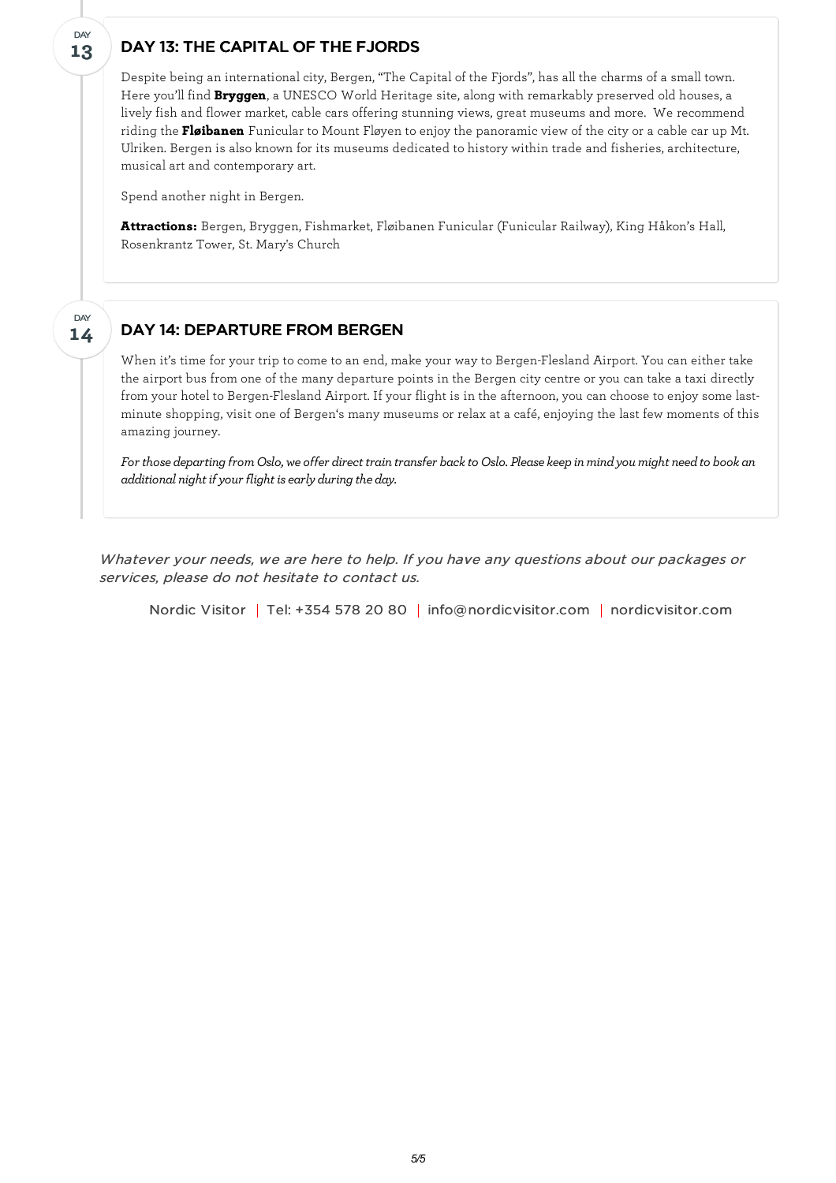## DAY 13: THE CAPITAL OF THE FJORDS

Despite being an international city, Bergen, "The Capital of the Fjords", has all the charms of a small town. Here you'll find **Bryggen**, a UNESCO World Heritage site, along with remarkably preserved old houses, a lively fish and flower market, cable cars offering stunning views, great museums and more. We recommend riding the **Fløibanen** Funicular to Mount Fløyen to enjoy the panoramic view of the city or a cable car up Mt. Ulriken. Bergen is also known for its museums dedicated to history within trade and fisheries, architecture, musical art and contemporary art.

Spend another night in Bergen.

**Attractions:** Bergen, Bryggen, Fishmarket, Fløibanen Funicular (Funicular Railway), King Håkon's Hall, Rosenkrantz Tower, St. Mary's Church

## DAY 14: DEPARTURE FROM BERGEN

When it's time for your trip to come to an end, make your way to Bergen-Flesland Airport. You can either take the airport bus from one of the many departure points in the Bergen city centre or you can take a taxi directly from your hotel to Bergen-Flesland Airport. If your flight is in the afternoon, you can choose to enjoy some last-minute shopping, visit one of Bergen's many museums or relax at a café, enjoying the last few moments of this amazing journey.

*For those departing from Oslo, we offer direct train transfer back to Oslo. Please keep in mind you might need to book an additional night if your flight is early during the day.*

*Whatever your needs, we are here to help. If you have any questions about our packages or services, please do not hesitate to contact us.*

Nordic Visitor | Tel: +354 578 20 80 | info@nordicvisitor.com | nordicvisitor.com